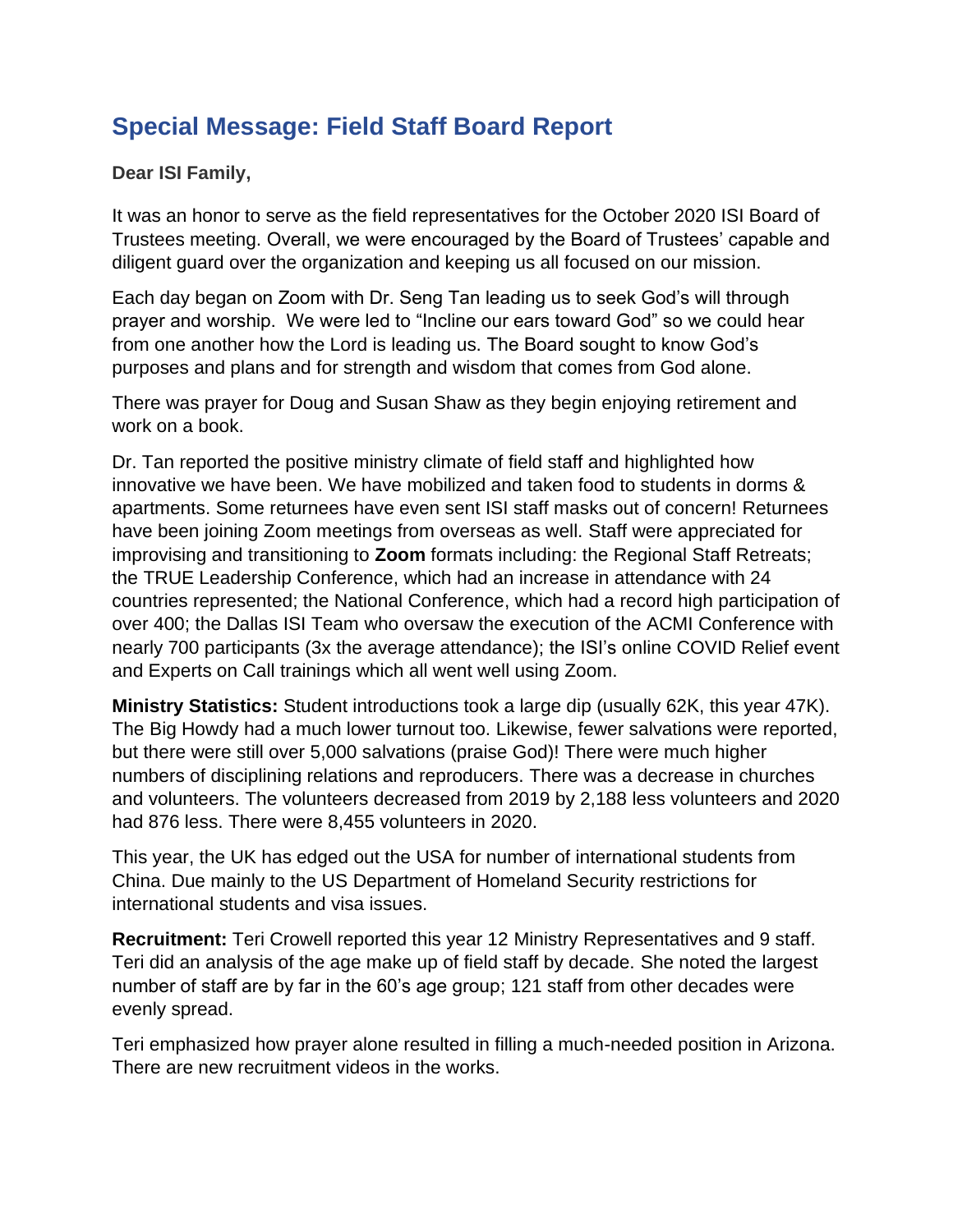## Special Message: Field Staff Board Report

**Dear ISI Family,**

It was an honor to serve as the field representatives for the October 2020 ISI Board of Trustees meeting. Overall, we were encouraged by the Board of Trustees' capable and diligent guard over the organization and keeping us all focused on our mission.

Each day began on Zoom with Dr. Seng Tan leading us to seek God's will through prayer and worship. We were led to "Incline our ears toward God" so we could hear from one another how the Lord is leading us. The Board sought to know God's purposes and plans and for strength and wisdom that comes from God alone.

There was prayer for Doug and Susan Shaw as they begin enjoying retirement and work on a book.

Dr. Tan reported the positive ministry climate of field staff and highlighted how innovative we have been. We have mobilized and taken food to students in dorms & apartments. Some returnees have even sent ISI staff masks out of concern! Returnees have been joining Zoom meetings from overseas as well. Staff were appreciated for improvising and transitioning to **Zoom** formats including: the Regional Staff Retreats; the TRUE Leadership Conference, which had an increase in attendance with 24 countries represented; the National Conference, which had a record high participation of over 400; the Dallas ISI Team who oversaw the execution of the ACMI Conference with nearly 700 participants (3x the average attendance); the ISI's online COVID Relief event and Experts on Call trainings which all went well using Zoom.

**Ministry Statistics:** Student introductions took a large dip (usually 62K, this year 47K). The Big Howdy had a much lower turnout too. Likewise, fewer salvations were reported, but there were still over 5,000 salvations (praise God)! There were much higher numbers of disciplining relations and reproducers. There was a decrease in churches and volunteers. The volunteers decreased from 2019 by 2,188 less volunteers and 2020 had 876 less. There were 8,455 volunteers in 2020.

This year, the UK has edged out the USA for number of international students from China. Due mainly to the US Department of Homeland Security restrictions for international students and visa issues.

**Recruitment:** Teri Crowell reported this year 12 Ministry Representatives and 9 staff. Teri did an analysis of the age make up of field staff by decade. She noted the largest number of staff are by far in the 60's age group; 121 staff from other decades were evenly spread.

Teri emphasized how prayer alone resulted in filling a much-needed position in Arizona. There are new recruitment videos in the works.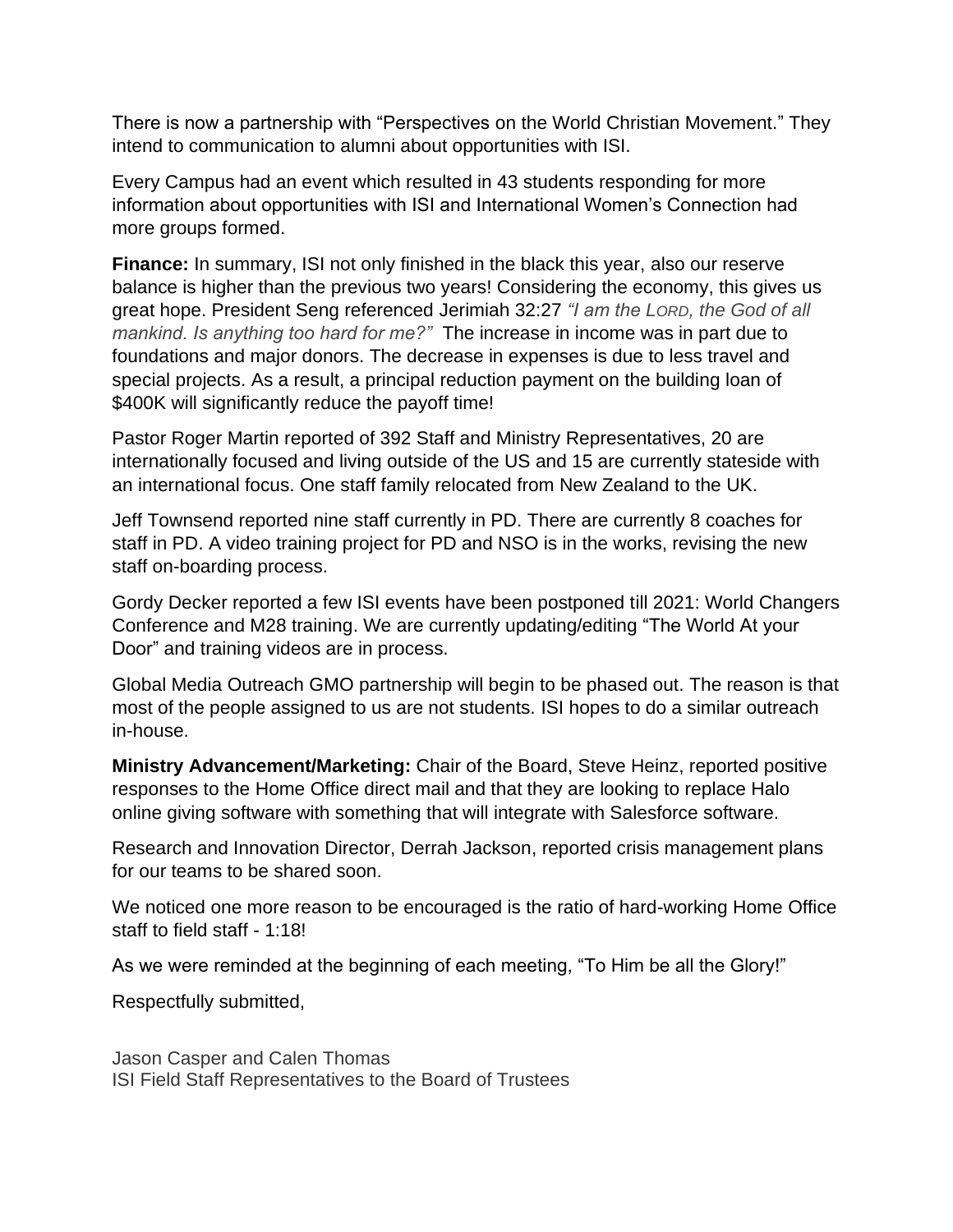There is now a partnership with "Perspectives on the World Christian Movement." They intend to communication to alumni about opportunities with ISI.

Every Campus had an event which resulted in 43 students responding for more information about opportunities with ISI and International Women's Connection had more groups formed.

**Finance:** In summary, ISI not only finished in the black this year, also our reserve balance is higher than the previous two years! Considering the economy, this gives us great hope. President Seng referenced Jerimiah 32:27 *"I am the LORD, the God of all mankind. Is anything too hard for me?"* The increase in income was in part due to foundations and major donors. The decrease in expenses is due to less travel and special projects. As a result, a principal reduction payment on the building loan of $400K will significantly reduce the payoff time!

Pastor Roger Martin reported of 392 Staff and Ministry Representatives, 20 are internationally focused and living outside of the US and 15 are currently stateside with an international focus. One staff family relocated from New Zealand to the UK.

Jeff Townsend reported nine staff currently in PD. There are currently 8 coaches for staff in PD. A video training project for PD and NSO is in the works, revising the new staff on-boarding process.

Gordy Decker reported a few ISI events have been postponed till 2021: World Changers Conference and M28 training. We are currently updating/editing "The World At your Door" and training videos are in process.

Global Media Outreach GMO partnership will begin to be phased out. The reason is that most of the people assigned to us are not students. ISI hopes to do a similar outreach in-house.

**Ministry Advancement/Marketing:** Chair of the Board, Steve Heinz, reported positive responses to the Home Office direct mail and that they are looking to replace Halo online giving software with something that will integrate with Salesforce software.

Research and Innovation Director, Derrah Jackson, reported crisis management plans for our teams to be shared soon.

We noticed one more reason to be encouraged is the ratio of hard-working Home Office staff to field staff - 1:18!

As we were reminded at the beginning of each meeting, "To Him be all the Glory!"

Respectfully submitted,

Jason Casper and Calen Thomas
ISI Field Staff Representatives to the Board of Trustees